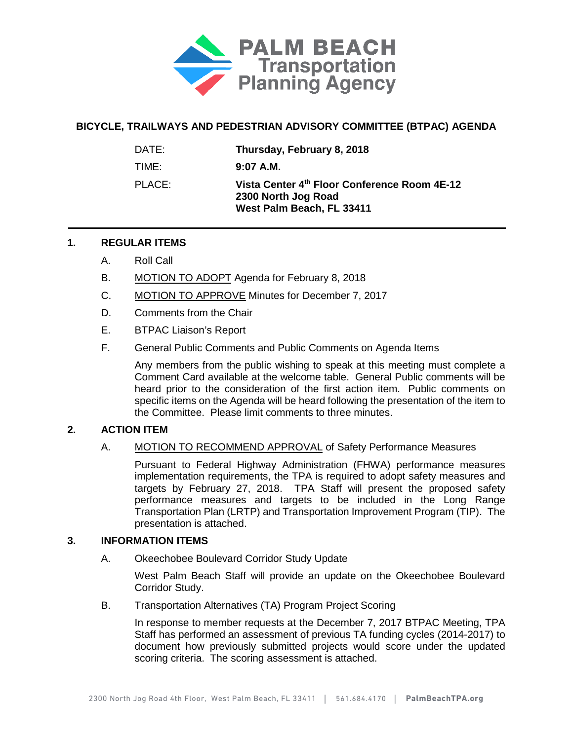# PALM BEACH Transportation Planning Agency

## BICYCLE, TRAILWAYS AND PEDESTRIAN ADVISORY COMMITTEE (BTPAC) AGENDA

| | |
|---|---|
| DATE: | **Thursday, February 8, 2018** |
| TIME: | **9:07 A.M.** |
| PLACE: | **Vista Center 4th Floor Conference Room 4E-12**<br>**2300 North Jog Road**<br>**West Palm Beach, FL 33411** |

---

### 1. REGULAR ITEMS

A. Roll Call

B. MOTION TO ADOPT Agenda for February 8, 2018

C. MOTION TO APPROVE Minutes for December 7, 2017

D. Comments from the Chair

E. BTPAC Liaison's Report

F. General Public Comments and Public Comments on Agenda Items

Any members from the public wishing to speak at this meeting must complete a Comment Card available at the welcome table. General Public comments will be heard prior to the consideration of the first action item. Public comments on specific items on the Agenda will be heard following the presentation of the item to the Committee. Please limit comments to three minutes.

### 2. ACTION ITEM

A. MOTION TO RECOMMEND APPROVAL of Safety Performance Measures

Pursuant to Federal Highway Administration (FHWA) performance measures implementation requirements, the TPA is required to adopt safety measures and targets by February 27, 2018. TPA Staff will present the proposed safety performance measures and targets to be included in the Long Range Transportation Plan (LRTP) and Transportation Improvement Program (TIP). The presentation is attached.

### 3. INFORMATION ITEMS

A. Okeechobee Boulevard Corridor Study Update

West Palm Beach Staff will provide an update on the Okeechobee Boulevard Corridor Study.

B. Transportation Alternatives (TA) Program Project Scoring

In response to member requests at the December 7, 2017 BTPAC Meeting, TPA Staff has performed an assessment of previous TA funding cycles (2014-2017) to document how previously submitted projects would score under the updated scoring criteria. The scoring assessment is attached.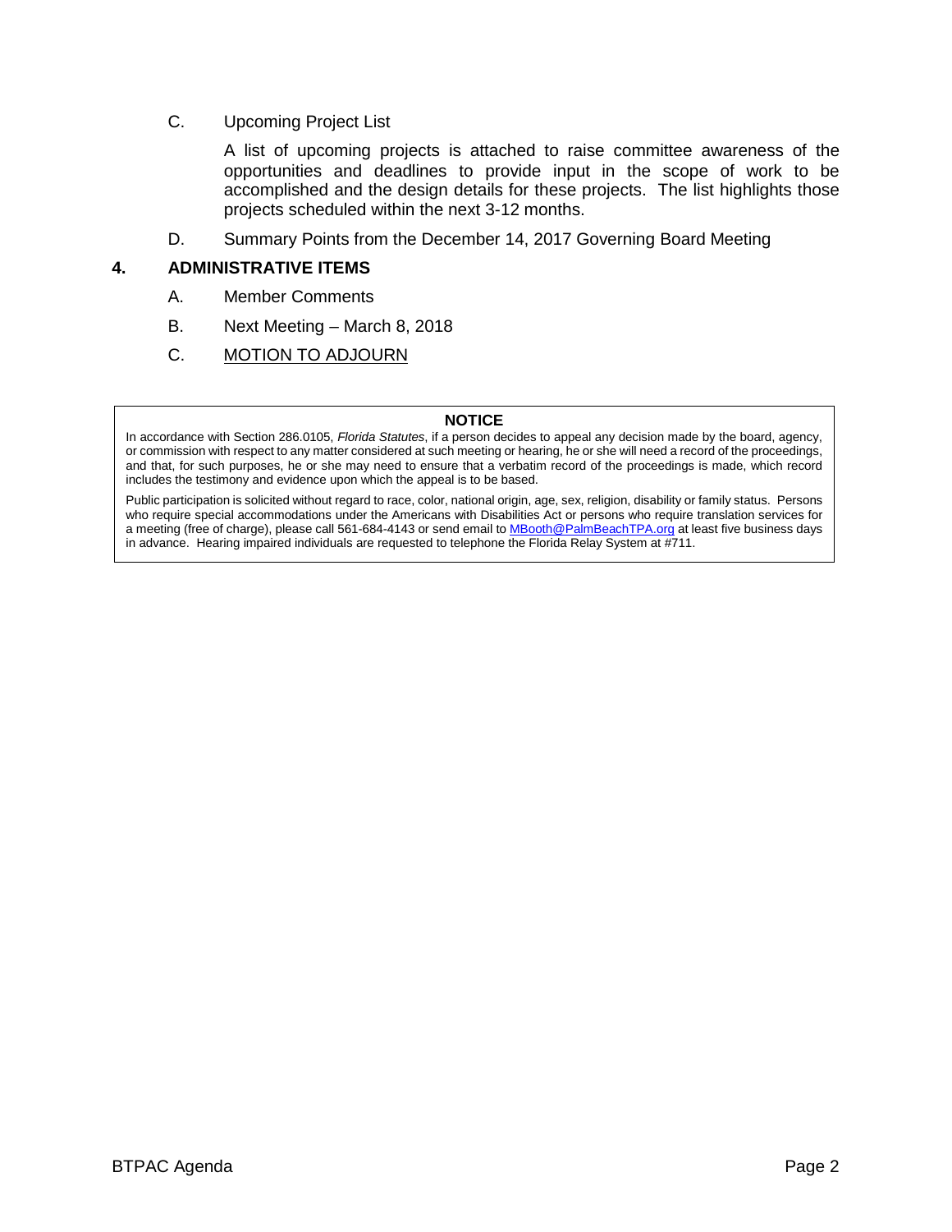C. Upcoming Project List

A list of upcoming projects is attached to raise committee awareness of the opportunities and deadlines to provide input in the scope of work to be accomplished and the design details for these projects. The list highlights those projects scheduled within the next 3-12 months.

D. Summary Points from the December 14, 2017 Governing Board Meeting

## 4. ADMINISTRATIVE ITEMS

A. Member Comments

B. Next Meeting – March 8, 2018

C. MOTION TO ADJOURN

**NOTICE**

In accordance with Section 286.0105, *Florida Statutes*, if a person decides to appeal any decision made by the board, agency, or commission with respect to any matter considered at such meeting or hearing, he or she will need a record of the proceedings, and that, for such purposes, he or she may need to ensure that a verbatim record of the proceedings is made, which record includes the testimony and evidence upon which the appeal is to be based.

Public participation is solicited without regard to race, color, national origin, age, sex, religion, disability or family status. Persons who require special accommodations under the Americans with Disabilities Act or persons who require translation services for a meeting (free of charge), please call 561-684-4143 or send email to MBooth@PalmBeachTPA.org at least five business days in advance. Hearing impaired individuals are requested to telephone the Florida Relay System at #711.